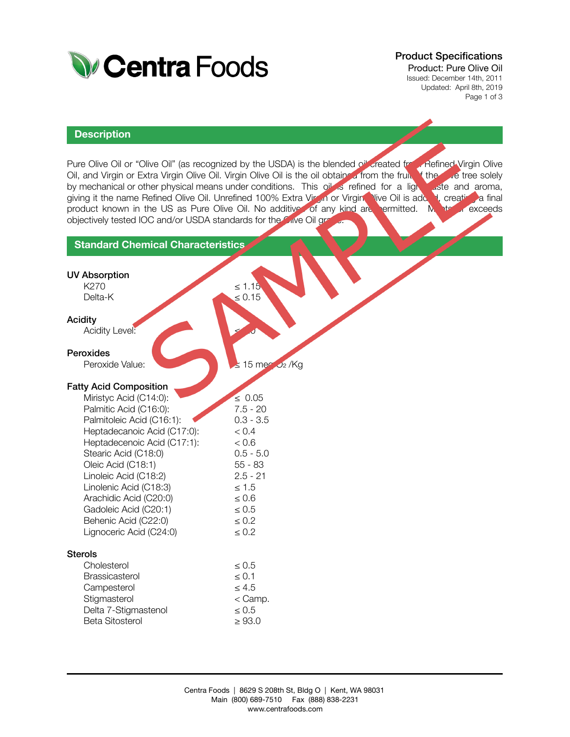# Centra Foods

**Product Specifications**
Product: Pure Olive Oil
Issued: December 14th, 2011
Updated: April 8th, 2019

## Description

Pure Olive Oil or "Olive Oil" (as recognized by the USDA) is the blended oil created from Refined Virgin Olive Oil, and Virgin or Extra Virgin Olive Oil. Virgin Olive Oil is the oil obtained from the fruit of the olive tree solely by mechanical or other physical means under conditions. This oil is refined for a light taste and aroma, giving it the name Refined Olive Oil. Unrefined 100% Extra Virgin or Virgin Olive Oil is added, creating a final product known in the US as Pure Olive Oil. No additives of any kind are permitted. Meets or exceeds objectively tested IOC and/or USDA standards for the Olive Oil grade.

SAMPLE

## Standard Chemical Characteristics

### UV Absorption

| | |
|---|---|
| K270 | ≤ 1.15 |
| Delta-K | ≤ 0.15 |

### Acidity

| | |
|---|---|
| Acidity Level: | ≤ 1.0 |

### Peroxides

| | |
|---|---|
| Peroxide Value: | ≤ 15 meq $O_2$ /Kg |

### Fatty Acid Composition

| | |
|---|---|
| Miristyc Acid (C14:0): | ≤ 0.05 |
| Palmitic Acid (C16:0): | 7.5 - 20 |
| Palmitoleic Acid (C16:1): | 0.3 - 3.5 |
| Heptadecanoic Acid (C17:0): | < 0.4 |
| Heptadecenoic Acid (C17:1): | < 0.6 |
| Stearic Acid (C18:0) | 0.5 - 5.0 |
| Oleic Acid (C18:1) | 55 - 83 |
| Linoleic Acid (C18:2) | 2.5 - 21 |
| Linolenic Acid (C18:3) | ≤ 1.5 |
| Arachidic Acid (C20:0) | ≤ 0.6 |
| Gadoleic Acid (C20:1) | ≤ 0.5 |
| Behenic Acid (C22:0) | ≤ 0.2 |
| Lignoceric Acid (C24:0) | ≤ 0.2 |

### Sterols

| | |
|---|---|
| Cholesterol | ≤ 0.5 |
| Brassicasterol | ≤ 0.1 |
| Campesterol | ≤ 4.5 |
| Stigmasterol | < Camp. |
| Delta 7-Stigmastenol | ≤ 0.5 |
| Beta Sitosterol | ≥ 93.0 |

Centra Foods | 8629 S 208th St, Bldg O | Kent, WA 98031
Main (800) 689-7510 Fax (888) 838-2231
www.centrafoods.com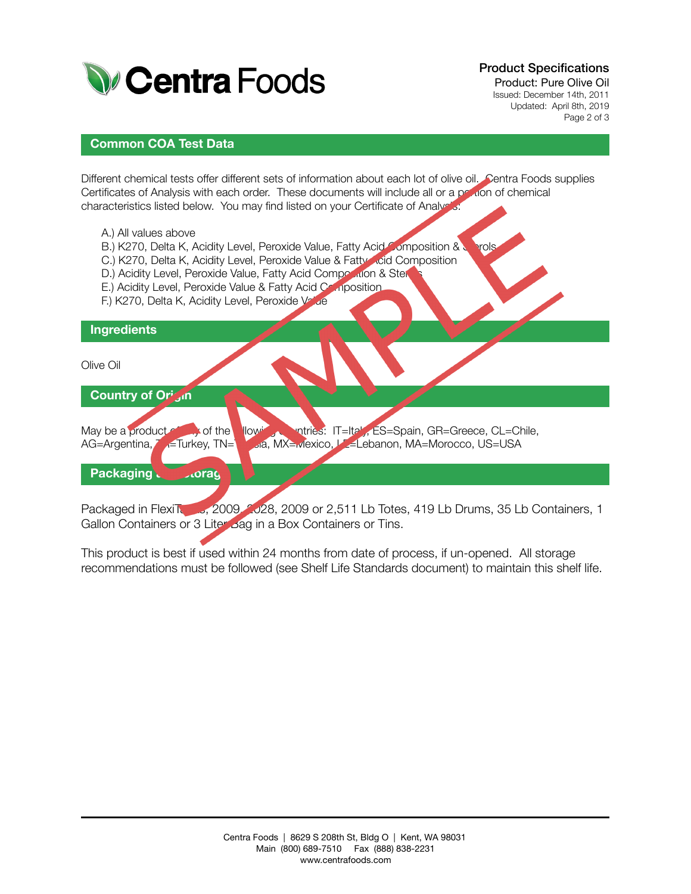## Common COA Test Data

Different chemical tests offer different sets of information about each lot of olive oil. Centra Foods supplies Certificates of Analysis with each order. These documents will include all or a portion of chemical characteristics listed below. You may find listed on your Certificate of Analysis:

A.) All values above
B.) K270, Delta K, Acidity Level, Peroxide Value, Fatty Acid Composition & Sterols
C.) K270, Delta K, Acidity Level, Peroxide Value & Fatty Acid Composition
D.) Acidity Level, Peroxide Value, Fatty Acid Composition & Sterols
E.) Acidity Level, Peroxide Value & Fatty Acid Composition
F.) K270, Delta K, Acidity Level, Peroxide Value

## Ingredients

Olive Oil

## Country of Origin

May be a product of any of the following countries: IT=Italy, ES=Spain, GR=Greece, CL=Chile, AG=Argentina, TR=Turkey, TN=Tunisia, MX=Mexico, LB=Lebanon, MA=Morocco, US=USA

## Packaging & Storage

Packaged in FlexiTanks, 2009, 2028, 2009 or 2,511 Lb Totes, 419 Lb Drums, 35 Lb Containers, 1 Gallon Containers or 3 Liter Bag in a Box Containers or Tins.

This product is best if used within 24 months from date of process, if un-opened. All storage recommendations must be followed (see Shelf Life Standards document) to maintain this shelf life.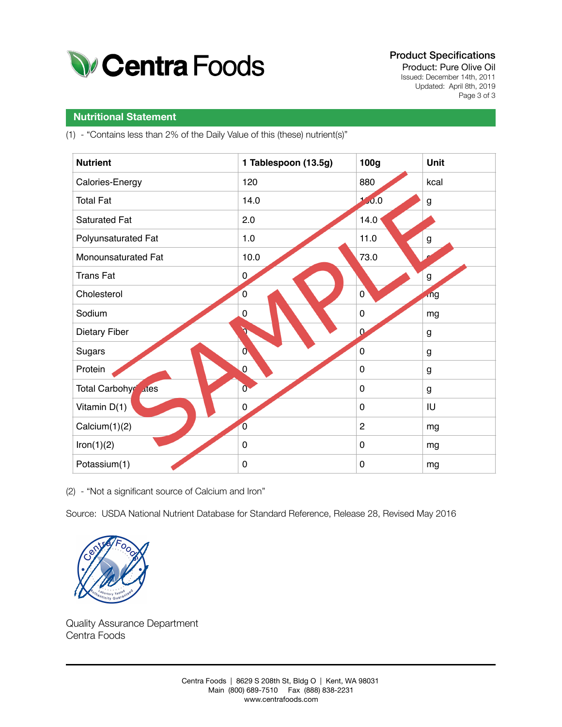**Centra Foods**

**Product Specifications**
Product: Pure Olive Oil
Issued: December 14th, 2011
Updated: April 8th, 2019

## Nutritional Statement

(1) - "Contains less than 2% of the Daily Value of this (these) nutrient(s)"

| Nutrient | 1 Tablespoon (13.5g) | 100g | Unit |
|---|---|---|---|
| Calories-Energy | 120 | 880 | kcal |
| Total Fat | 14.0 | 100.0 | g |
| Saturated Fat | 2.0 | 14.0 | g |
| Polyunsaturated Fat | 1.0 | 11.0 | g |
| Monounsaturated Fat | 10.0 | 73.0 | g |
| Trans Fat | 0 | | g |
| Cholesterol | 0 | 0 | mg |
| Sodium | 0 | 0 | mg |
| Dietary Fiber | 0 | 0 | g |
| Sugars | 0 | 0 | g |
| Protein | 0 | 0 | g |
| Total Carbohydrates | 0 | 0 | g |
| Vitamin D(1) | 0 | 0 | IU |
| Calcium(1)(2) | 0 | 2 | mg |
| Iron(1)(2) | 0 | 0 | mg |
| Potassium(1) | 0 | 0 | mg |

SAMPLE

(2) - "Not a significant source of Calcium and Iron"

Source: USDA National Nutrient Database for Standard Reference, Release 28, Revised May 2016

Centra Foods
Laboratory Tested
Authenticity Guaranteed

Quality Assurance Department
Centra Foods

Centra Foods | 8629 S 208th St, Bldg O | Kent, WA 98031
Main (800) 689-7510 Fax (888) 838-2231
www.centrafoods.com